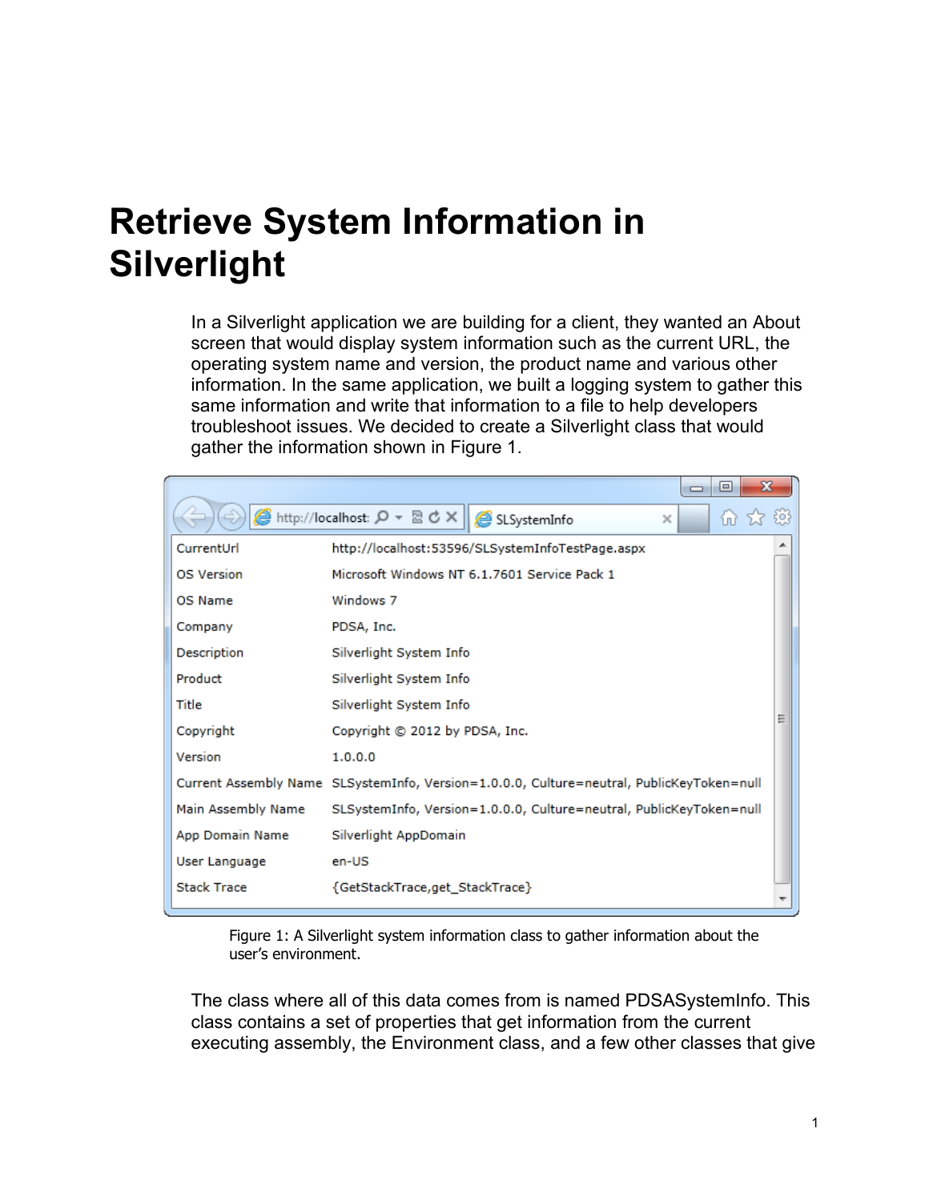# Retrieve System Information in Silverlight

In a Silverlight application we are building for a client, they wanted an About screen that would display system information such as the current URL, the operating system name and version, the product name and various other information. In the same application, we built a logging system to gather this same information and write that information to a file to help developers troubleshoot issues. We decided to create a Silverlight class that would gather the information shown in Figure 1.

| | |
|---|---|
| CurrentUrl | http://localhost:53596/SLSystemInfoTestPage.aspx |
| OS Version | Microsoft Windows NT 6.1.7601 Service Pack 1 |
| OS Name | Windows 7 |
| Company | PDSA, Inc. |
| Description | Silverlight System Info |
| Product | Silverlight System Info |
| Title | Silverlight System Info |
| Copyright | Copyright © 2012 by PDSA, Inc. |
| Version | 1.0.0.0 |
| Current Assembly Name | SLSystemInfo, Version=1.0.0.0, Culture=neutral, PublicKeyToken=null |
| Main Assembly Name | SLSystemInfo, Version=1.0.0.0, Culture=neutral, PublicKeyToken=null |
| App Domain Name | Silverlight AppDomain |
| User Language | en-US |
| Stack Trace | {GetStackTrace,get_StackTrace} |

Figure 1: A Silverlight system information class to gather information about the user's environment.

The class where all of this data comes from is named PDSASystemInfo. This class contains a set of properties that get information from the current executing assembly, the Environment class, and a few other classes that give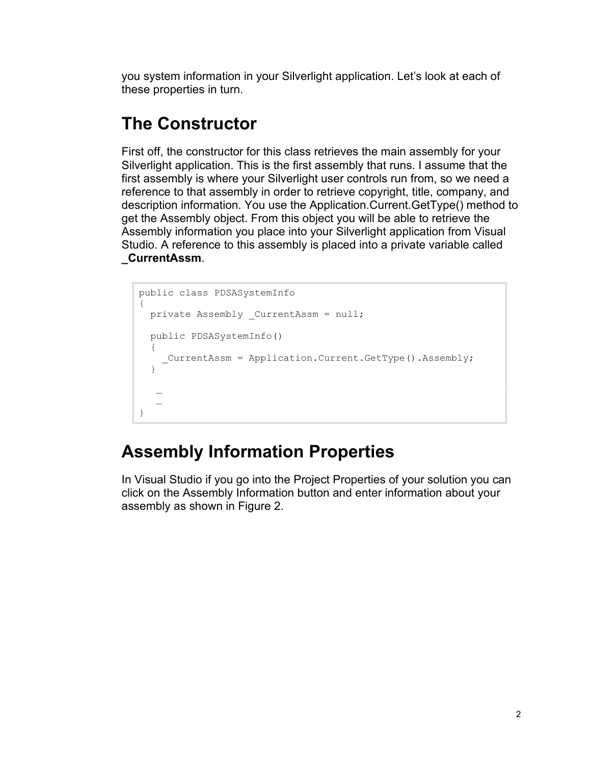you system information in your Silverlight application. Let's look at each of these properties in turn.

## The Constructor

First off, the constructor for this class retrieves the main assembly for your Silverlight application. This is the first assembly that runs. I assume that the first assembly is where your Silverlight user controls run from, so we need a reference to that assembly in order to retrieve copyright, title, company, and description information. You use the Application.Current.GetType() method to get the Assembly object. From this object you will be able to retrieve the Assembly information you place into your Silverlight application from Visual Studio. A reference to this assembly is placed into a private variable called **_CurrentAssm**.

```
public class PDSASystemInfo
{
  private Assembly _CurrentAssm = null;

  public PDSASystemInfo()
  {
    _CurrentAssm = Application.Current.GetType().Assembly;
  }

   …
   …
}
```

## Assembly Information Properties

In Visual Studio if you go into the Project Properties of your solution you can click on the Assembly Information button and enter information about your assembly as shown in Figure 2.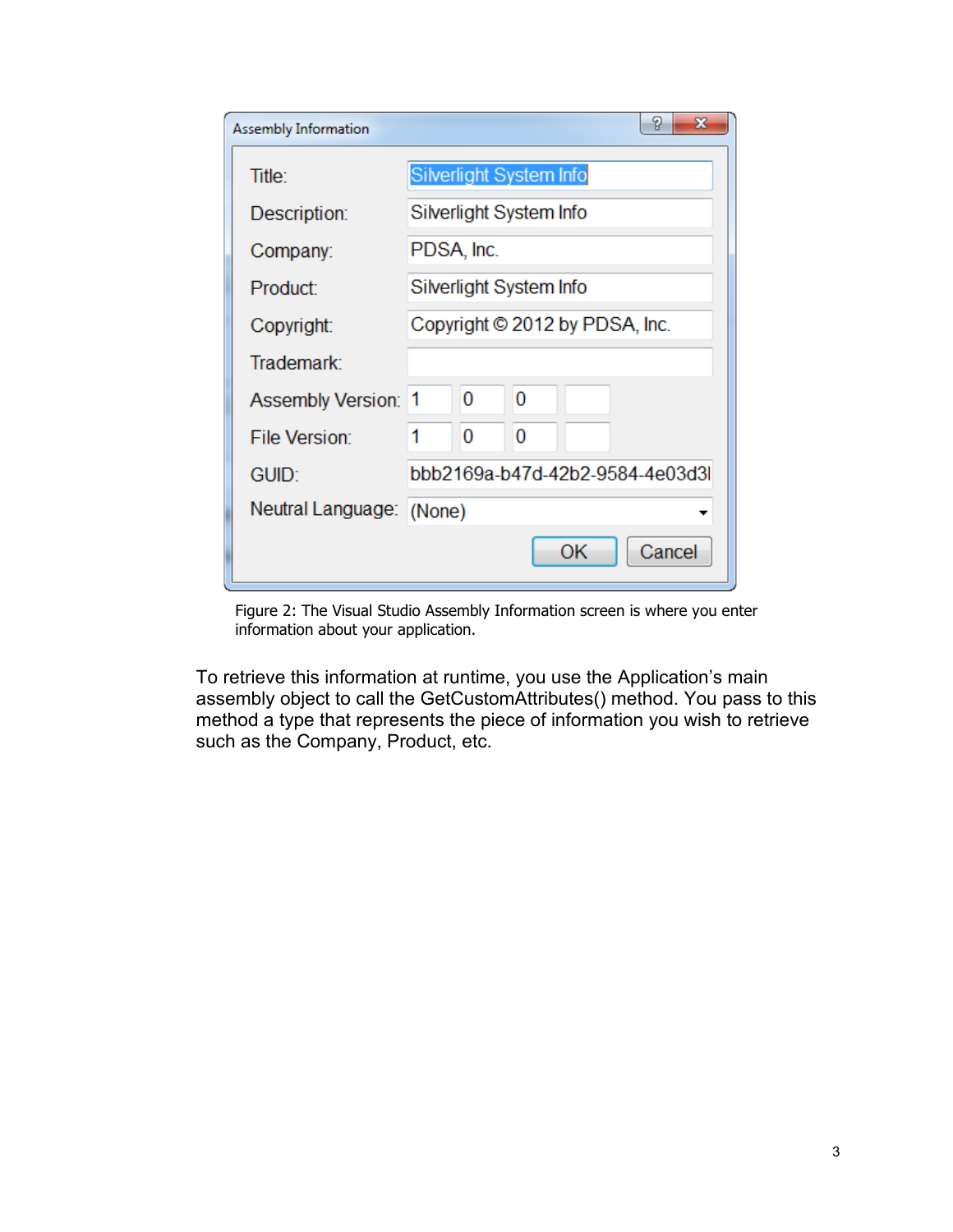Figure 2: The Visual Studio Assembly Information screen is where you enter information about your application.

To retrieve this information at runtime, you use the Application's main assembly object to call the GetCustomAttributes() method. You pass to this method a type that represents the piece of information you wish to retrieve such as the Company, Product, etc.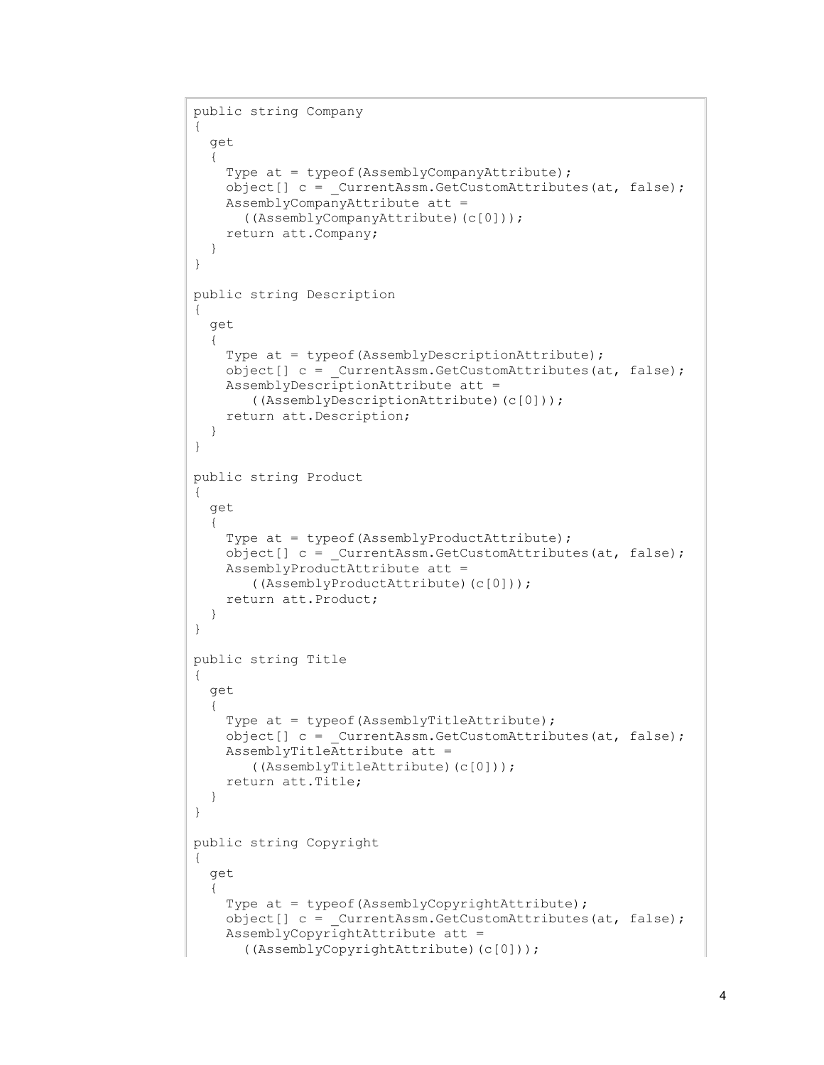```
public string Company
{
  get
  {
    Type at = typeof(AssemblyCompanyAttribute);
    object[] c = _CurrentAssm.GetCustomAttributes(at, false);
    AssemblyCompanyAttribute att =
      ((AssemblyCompanyAttribute)(c[0]));
    return att.Company;
  }
}

public string Description
{
  get
  {
    Type at = typeof(AssemblyDescriptionAttribute);
    object[] c = _CurrentAssm.GetCustomAttributes(at, false);
    AssemblyDescriptionAttribute att =
       ((AssemblyDescriptionAttribute)(c[0]));
    return att.Description;
  }
}

public string Product
{
  get
  {
    Type at = typeof(AssemblyProductAttribute);
    object[] c = _CurrentAssm.GetCustomAttributes(at, false);
    AssemblyProductAttribute att =
       ((AssemblyProductAttribute)(c[0]));
    return att.Product;
  }
}

public string Title
{
  get
  {
    Type at = typeof(AssemblyTitleAttribute);
    object[] c = _CurrentAssm.GetCustomAttributes(at, false);
    AssemblyTitleAttribute att =
       ((AssemblyTitleAttribute)(c[0]));
    return att.Title;
  }
}

public string Copyright
{
  get
  {
    Type at = typeof(AssemblyCopyrightAttribute);
    object[] c = _CurrentAssm.GetCustomAttributes(at, false);
    AssemblyCopyrightAttribute att =
      ((AssemblyCopyrightAttribute)(c[0]));
```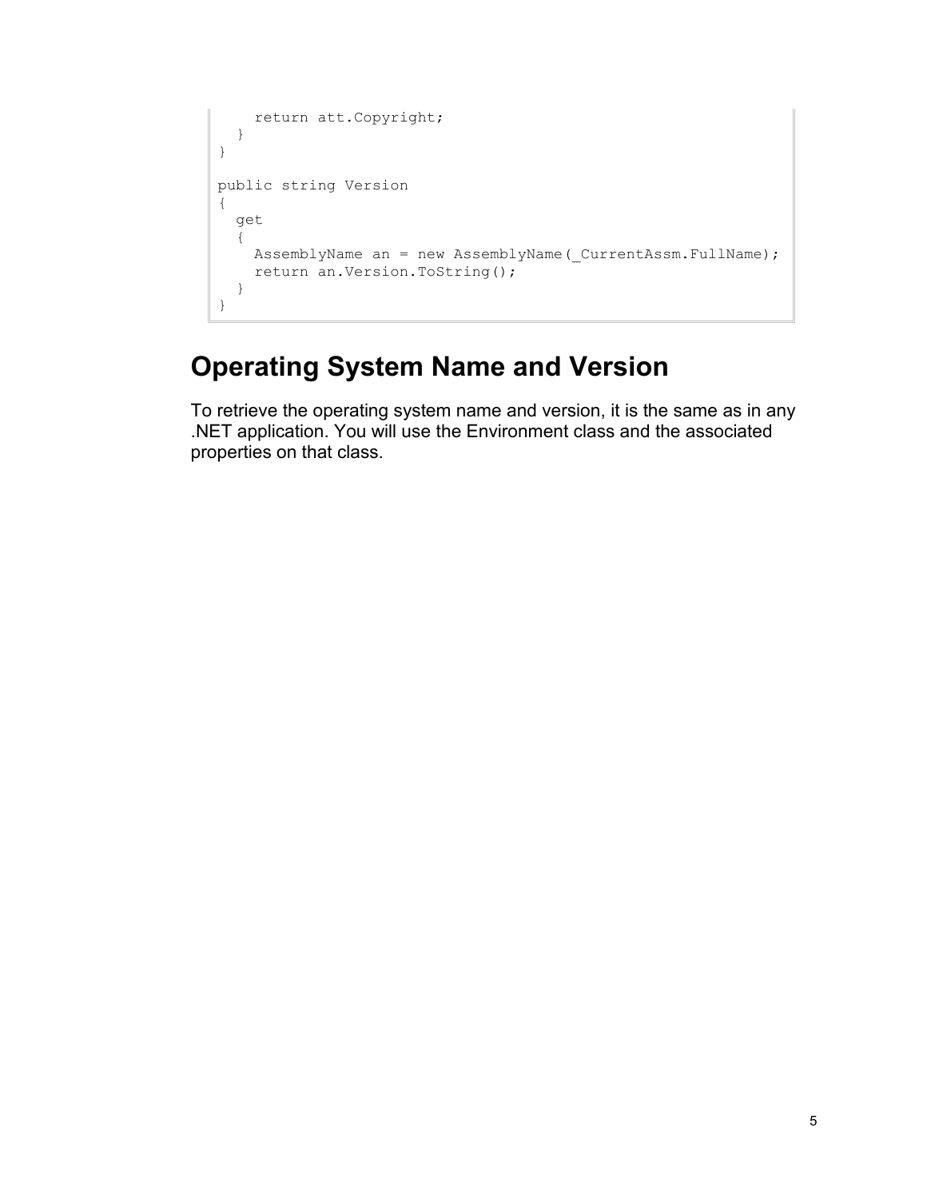```
    return att.Copyright;
  }
}

public string Version
{
  get
  {
    AssemblyName an = new AssemblyName(_CurrentAssm.FullName);
    return an.Version.ToString();
  }
}
```

## Operating System Name and Version

To retrieve the operating system name and version, it is the same as in any .NET application. You will use the Environment class and the associated properties on that class.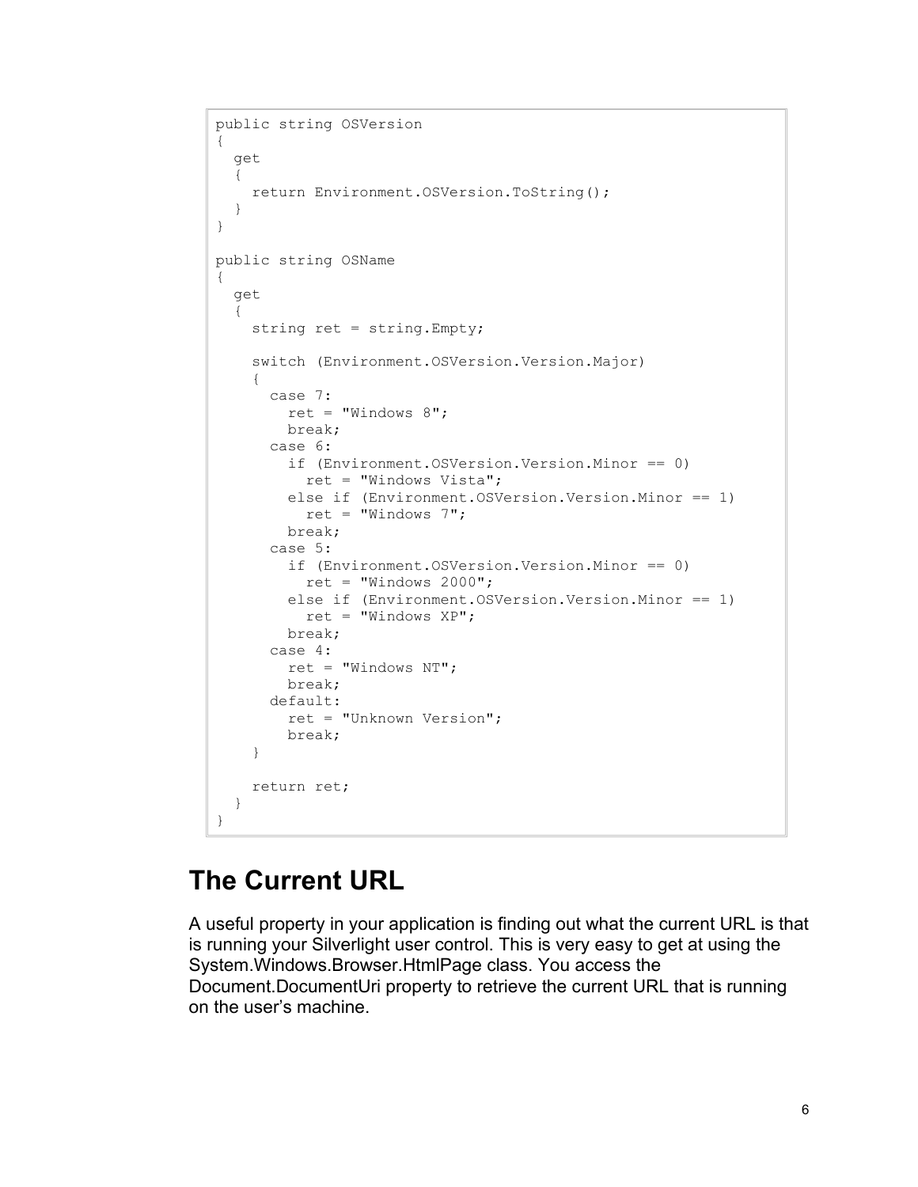```
public string OSVersion
{
  get
  {
    return Environment.OSVersion.ToString();
  }
}

public string OSName
{
  get
  {
    string ret = string.Empty;

    switch (Environment.OSVersion.Version.Major)
    {
      case 7:
        ret = "Windows 8";
        break;
      case 6:
        if (Environment.OSVersion.Version.Minor == 0)
          ret = "Windows Vista";
        else if (Environment.OSVersion.Version.Minor == 1)
          ret = "Windows 7";
        break;
      case 5:
        if (Environment.OSVersion.Version.Minor == 0)
          ret = "Windows 2000";
        else if (Environment.OSVersion.Version.Minor == 1)
          ret = "Windows XP";
        break;
      case 4:
        ret = "Windows NT";
        break;
      default:
        ret = "Unknown Version";
        break;
    }

    return ret;
  }
}
```

## The Current URL

A useful property in your application is finding out what the current URL is that is running your Silverlight user control. This is very easy to get at using the System.Windows.Browser.HtmlPage class. You access the Document.DocumentUri property to retrieve the current URL that is running on the user's machine.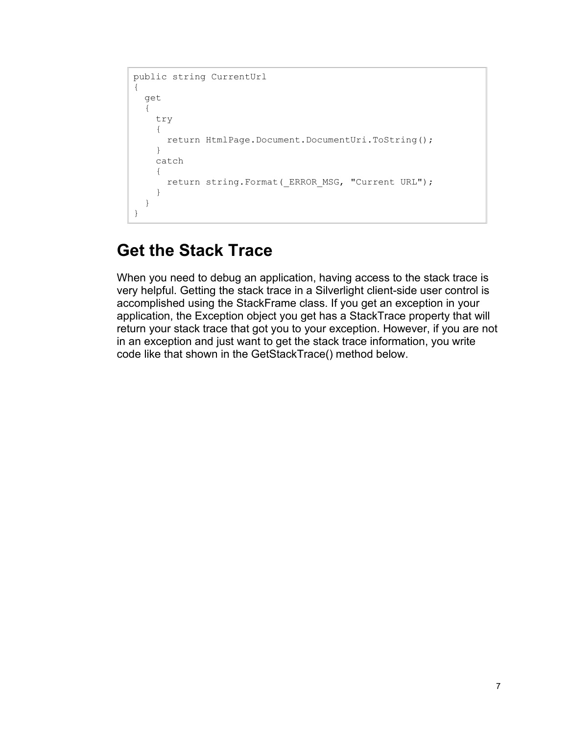```
public string CurrentUrl
{
  get
  {
    try
    {
      return HtmlPage.Document.DocumentUri.ToString();
    }
    catch
    {
      return string.Format(_ERROR_MSG, "Current URL");
    }
  }
}
```

# Get the Stack Trace

When you need to debug an application, having access to the stack trace is very helpful. Getting the stack trace in a Silverlight client-side user control is accomplished using the StackFrame class. If you get an exception in your application, the Exception object you get has a StackTrace property that will return your stack trace that got you to your exception. However, if you are not in an exception and just want to get the stack trace information, you write code like that shown in the GetStackTrace() method below.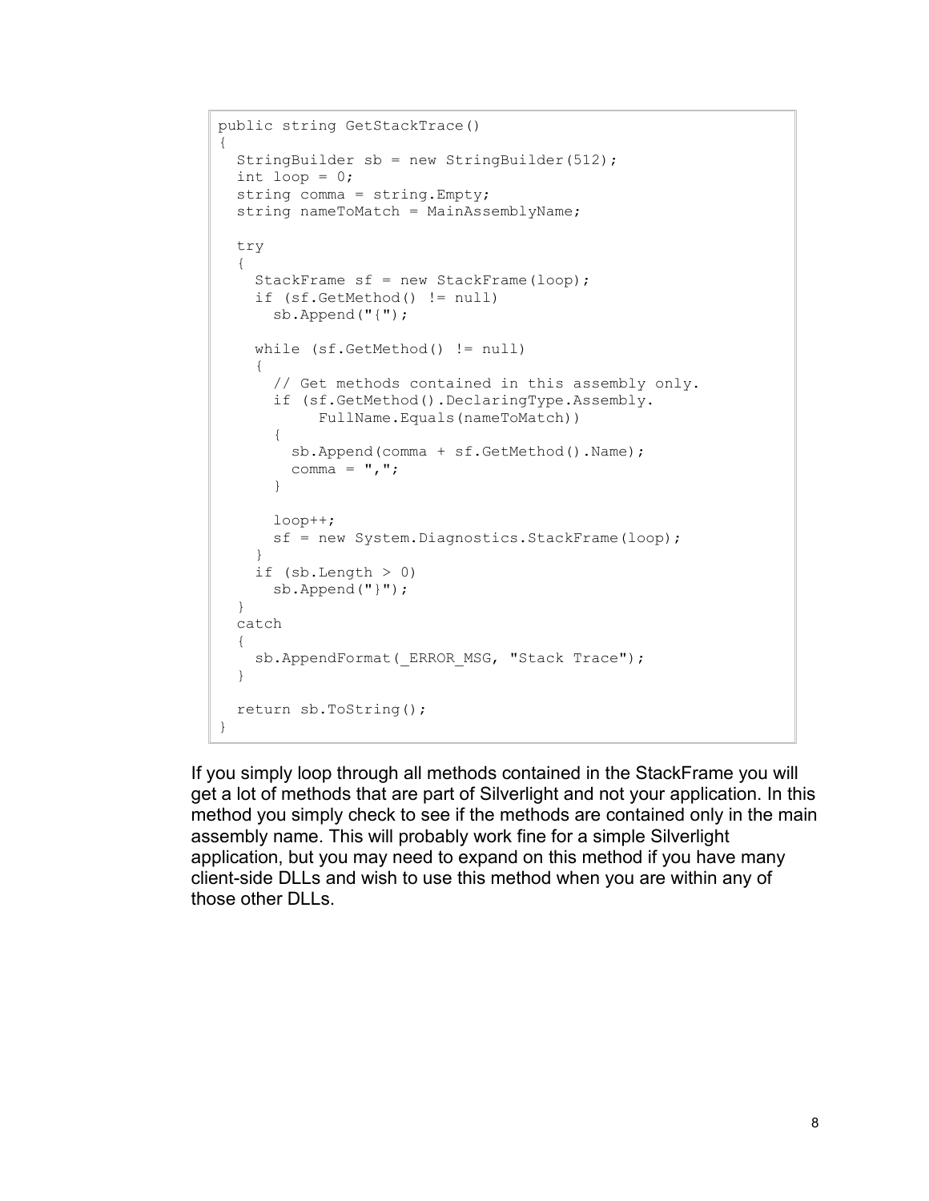```
public string GetStackTrace()
{
  StringBuilder sb = new StringBuilder(512);
  int loop = 0;
  string comma = string.Empty;
  string nameToMatch = MainAssemblyName;

  try
  {
    StackFrame sf = new StackFrame(loop);
    if (sf.GetMethod() != null)
      sb.Append("{");

    while (sf.GetMethod() != null)
    {
      // Get methods contained in this assembly only.
      if (sf.GetMethod().DeclaringType.Assembly.
           FullName.Equals(nameToMatch))
      {
        sb.Append(comma + sf.GetMethod().Name);
        comma = ",";
      }

      loop++;
      sf = new System.Diagnostics.StackFrame(loop);
    }
    if (sb.Length > 0)
      sb.Append("}");
  }
  catch
  {
    sb.AppendFormat(_ERROR_MSG, "Stack Trace");
  }

  return sb.ToString();
}
```

If you simply loop through all methods contained in the StackFrame you will get a lot of methods that are part of Silverlight and not your application. In this method you simply check to see if the methods are contained only in the main assembly name. This will probably work fine for a simple Silverlight application, but you may need to expand on this method if you have many client-side DLLs and wish to use this method when you are within any of those other DLLs.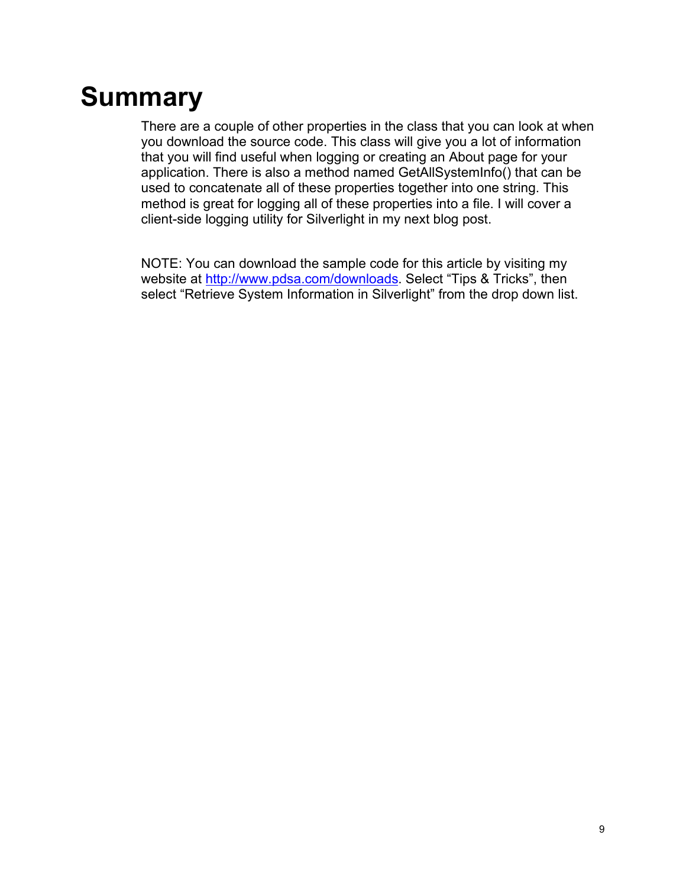# Summary

There are a couple of other properties in the class that you can look at when you download the source code. This class will give you a lot of information that you will find useful when logging or creating an About page for your application. There is also a method named GetAllSystemInfo() that can be used to concatenate all of these properties together into one string. This method is great for logging all of these properties into a file. I will cover a client-side logging utility for Silverlight in my next blog post.

NOTE: You can download the sample code for this article by visiting my website at [http://www.pdsa.com/downloads](http://www.pdsa.com/downloads). Select “Tips & Tricks”, then select “Retrieve System Information in Silverlight” from the drop down list.